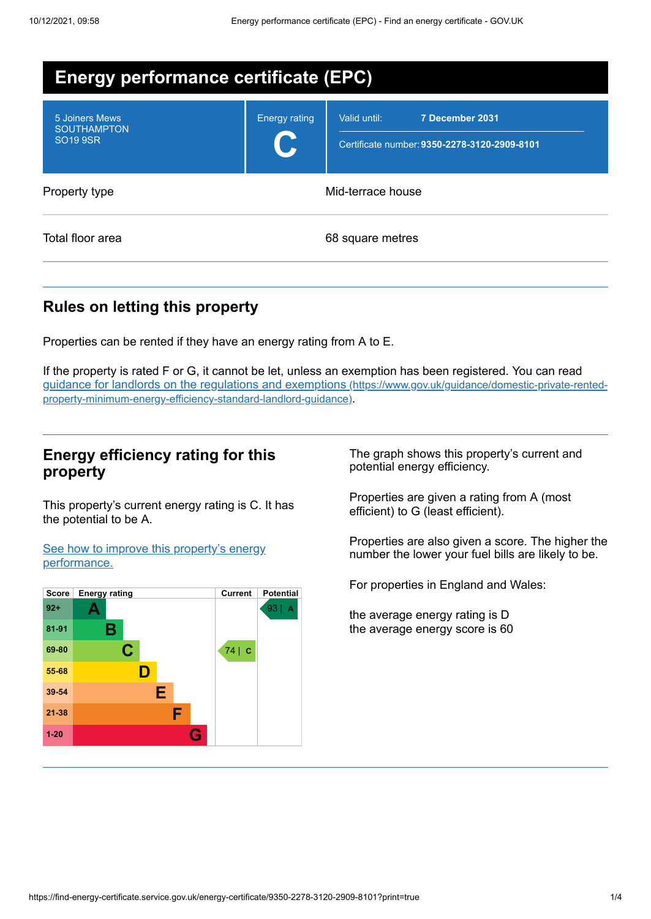# Energy performance certificate (EPC)

| | | |
|---|---|---|
| 5 Joiners Mews<br>SOUTHAMPTON<br>SO19 9SR | Energy rating<br>**C** | Valid until: **7 December 2031**<br>Certificate number: **9350-2278-3120-2909-8101** |

| | |
|---|---|
| Property type | Mid-terrace house |
| Total floor area | 68 square metres |

## Rules on letting this property

Properties can be rented if they have an energy rating from A to E.

If the property is rated F or G, it cannot be let, unless an exemption has been registered. You can read [guidance for landlords on the regulations and exemptions (https://www.gov.uk/guidance/domestic-private-rented-property-minimum-energy-efficiency-standard-landlord-guidance)](https://www.gov.uk/guidance/domestic-private-rented-property-minimum-energy-efficiency-standard-landlord-guidance).

## Energy efficiency rating for this property

This property's current energy rating is C. It has the potential to be A.

[See how to improve this property's energy performance.]()

| Score | Energy rating | Current | Potential |
|---|---|---|---|
| 92+ | A | | 93 \| A |
| 81-91 | B | | |
| 69-80 | C | 74 \| C | |
| 55-68 | D | | |
| 39-54 | E | | |
| 21-38 | F | | |
| 1-20 | G | | |

The graph shows this property's current and potential energy efficiency.

Properties are given a rating from A (most efficient) to G (least efficient).

Properties are also given a score. The higher the number the lower your fuel bills are likely to be.

For properties in England and Wales:

the average energy rating is D
the average energy score is 60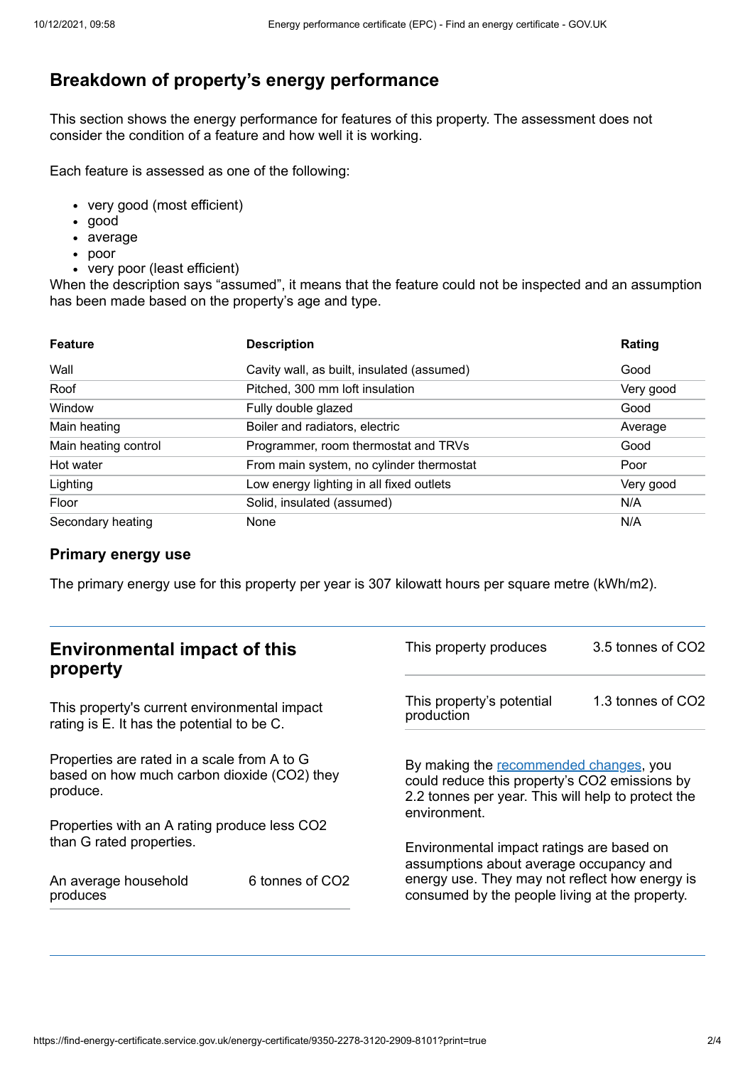## Breakdown of property's energy performance

This section shows the energy performance for features of this property. The assessment does not consider the condition of a feature and how well it is working.

Each feature is assessed as one of the following:

- very good (most efficient)
- good
- average
- poor
- very poor (least efficient)

When the description says "assumed", it means that the feature could not be inspected and an assumption has been made based on the property's age and type.

| Feature | Description | Rating |
|---|---|---|
| Wall | Cavity wall, as built, insulated (assumed) | Good |
| Roof | Pitched, 300 mm loft insulation | Very good |
| Window | Fully double glazed | Good |
| Main heating | Boiler and radiators, electric | Average |
| Main heating control | Programmer, room thermostat and TRVs | Good |
| Hot water | From main system, no cylinder thermostat | Poor |
| Lighting | Low energy lighting in all fixed outlets | Very good |
| Floor | Solid, insulated (assumed) | N/A |
| Secondary heating | None | N/A |

### Primary energy use

The primary energy use for this property per year is 307 kilowatt hours per square metre (kWh/m2).

## Environmental impact of this property

This property's current environmental impact rating is E. It has the potential to be C.

Properties are rated in a scale from A to G based on how much carbon dioxide ($CO_2$) they produce.

Properties with an A rating produce less $CO_2$ than G rated properties.

| | |
|---|---|
| An average household produces | 6 tonnes of $CO_2$ |
| This property produces | 3.5 tonnes of $CO_2$ |
| This property's potential production | 1.3 tonnes of $CO_2$ |

By making the recommended changes, you could reduce this property's $CO_2$ emissions by 2.2 tonnes per year. This will help to protect the environment.

Environmental impact ratings are based on assumptions about average occupancy and energy use. They may not reflect how energy is consumed by the people living at the property.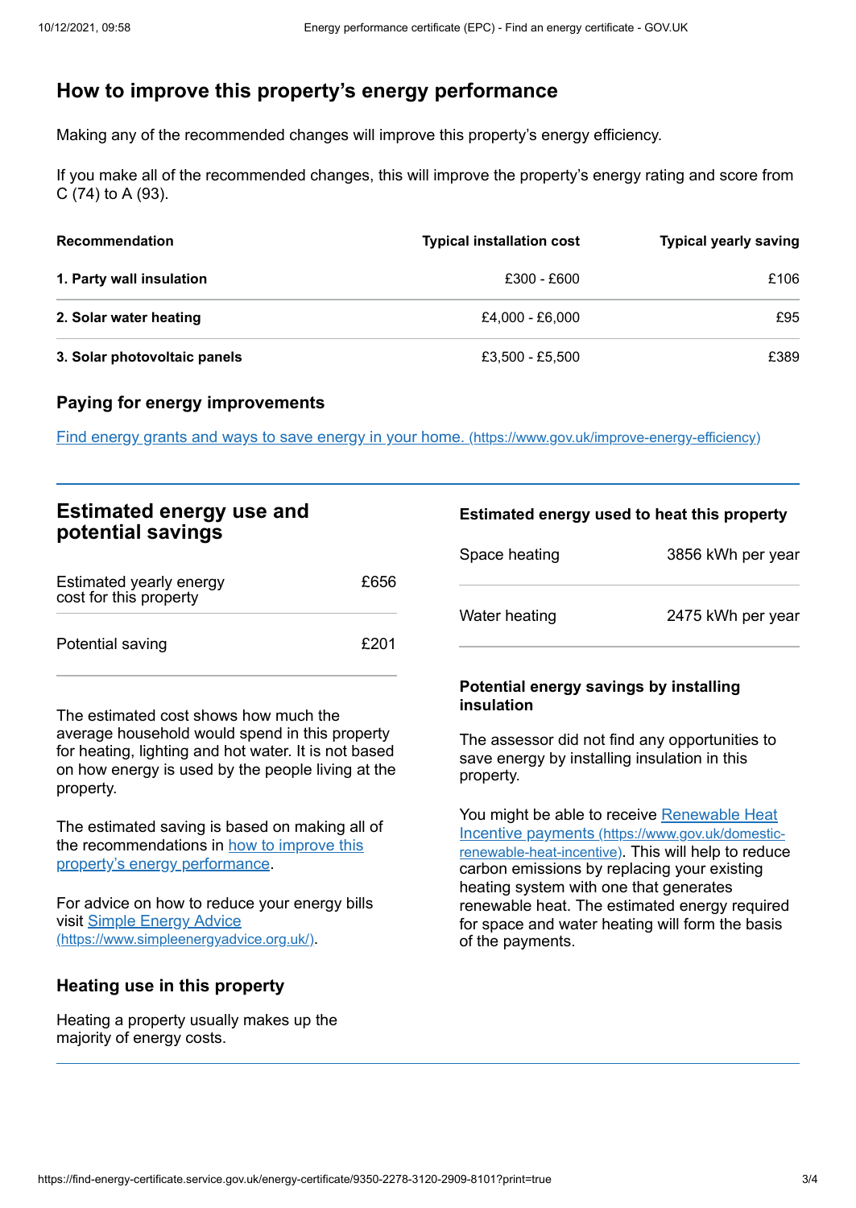## How to improve this property's energy performance

Making any of the recommended changes will improve this property's energy efficiency.

If you make all of the recommended changes, this will improve the property's energy rating and score from C (74) to A (93).

| Recommendation | Typical installation cost | Typical yearly saving |
| --- | --- | --- |
| **1. Party wall insulation** | £300 - £600 | £106 |
| **2. Solar water heating** | £4,000 - £6,000 | £95 |
| **3. Solar photovoltaic panels** | £3,500 - £5,500 | £389 |

### Paying for energy improvements

[Find energy grants and ways to save energy in your home. (https://www.gov.uk/improve-energy-efficiency)](https://www.gov.uk/improve-energy-efficiency)

## Estimated energy use and potential savings

| | |
| --- | --- |
| Estimated yearly energy cost for this property | £656 |
| Potential saving | £201 |

The estimated cost shows how much the average household would spend in this property for heating, lighting and hot water. It is not based on how energy is used by the people living at the property.

The estimated saving is based on making all of the recommendations in how to improve this property's energy performance.

For advice on how to reduce your energy bills visit [Simple Energy Advice (https://www.simpleenergyadvice.org.uk/)](https://www.simpleenergyadvice.org.uk/).

### Heating use in this property

Heating a property usually makes up the majority of energy costs.

### Estimated energy used to heat this property

| | |
| --- | --- |
| Space heating | 3856 kWh per year |
| Water heating | 2475 kWh per year |

### Potential energy savings by installing insulation

The assessor did not find any opportunities to save energy by installing insulation in this property.

You might be able to receive [Renewable Heat Incentive payments (https://www.gov.uk/domestic-renewable-heat-incentive)](https://www.gov.uk/domestic-renewable-heat-incentive). This will help to reduce carbon emissions by replacing your existing heating system with one that generates renewable heat. The estimated energy required for space and water heating will form the basis of the payments.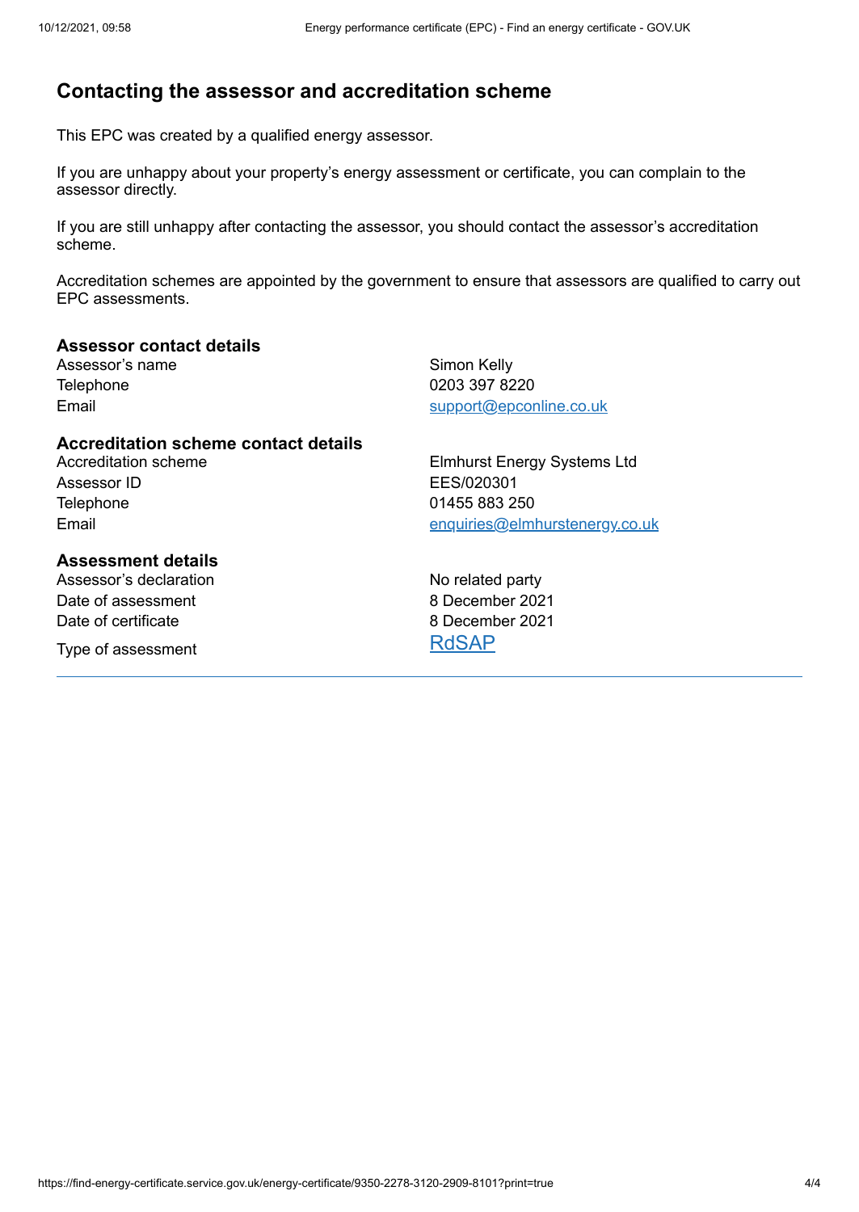## Contacting the assessor and accreditation scheme

This EPC was created by a qualified energy assessor.

If you are unhappy about your property's energy assessment or certificate, you can complain to the assessor directly.

If you are still unhappy after contacting the assessor, you should contact the assessor's accreditation scheme.

Accreditation schemes are appointed by the government to ensure that assessors are qualified to carry out EPC assessments.

### Assessor contact details

| | |
|---|---|
| Assessor's name | Simon Kelly |
| Telephone | 0203 397 8220 |
| Email | support@epconline.co.uk |

### Accreditation scheme contact details

| | |
|---|---|
| Accreditation scheme | Elmhurst Energy Systems Ltd |
| Assessor ID | EES/020301 |
| Telephone | 01455 883 250 |
| Email | enquiries@elmhurstenergy.co.uk |

### Assessment details

| | |
|---|---|
| Assessor's declaration | No related party |
| Date of assessment | 8 December 2021 |
| Date of certificate | 8 December 2021 |
| Type of assessment | RdSAP |